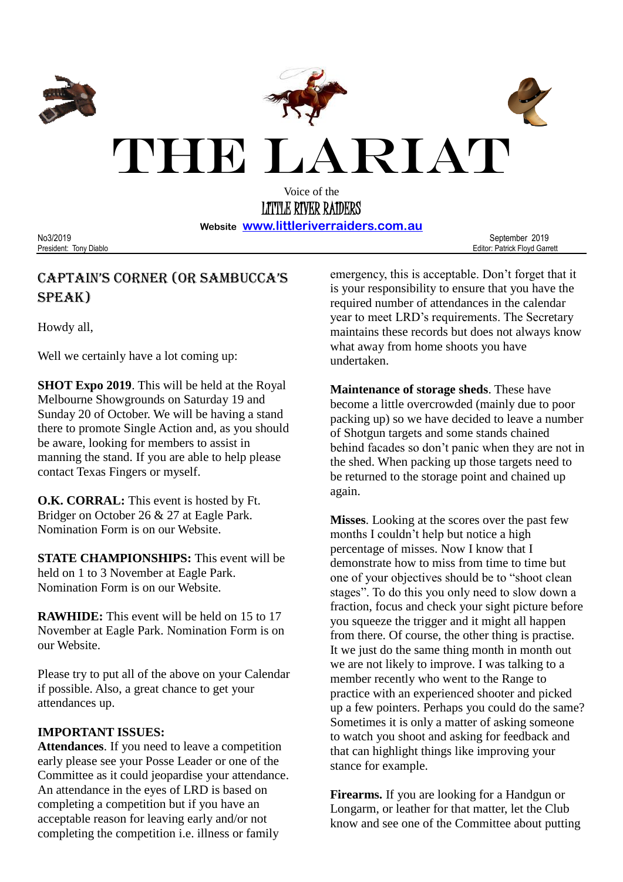# THE LARIAT

Voice of the

LITTLE RIVER RAIDERS

**Website** www.littleriverraiders.com.au

No3/2019 September 2019

President: Tony Diablo Editor: Patrick Floyd Garrett

## CAPTAIN'S CORNER (OR SAMBUCCA'S SPEAK)

Howdy all,

Well we certainly have a lot coming up:

**SHOT Expo 2019**. This will be held at the Royal Melbourne Showgrounds on Saturday 19 and Sunday 20 of October. We will be having a stand there to promote Single Action and, as you should be aware, looking for members to assist in manning the stand. If you are able to help please contact Texas Fingers or myself.

**O.K. CORRAL:** This event is hosted by Ft. Bridger on October 26 & 27 at Eagle Park. Nomination Form is on our Website.

**STATE CHAMPIONSHIPS:** This event will be held on 1 to 3 November at Eagle Park. Nomination Form is on our Website.

**RAWHIDE:** This event will be held on 15 to 17 November at Eagle Park. Nomination Form is on our Website.

Please try to put all of the above on your Calendar if possible. Also, a great chance to get your attendances up.

**IMPORTANT ISSUES:**

**Attendances**. If you need to leave a competition early please see your Posse Leader or one of the Committee as it could jeopardise your attendance. An attendance in the eyes of LRD is based on completing a competition but if you have an acceptable reason for leaving early and/or not completing the competition i.e. illness or family emergency, this is acceptable. Don't forget that it is your responsibility to ensure that you have the required number of attendances in the calendar year to meet LRD's requirements. The Secretary maintains these records but does not always know what away from home shoots you have undertaken.

**Maintenance of storage sheds**. These have become a little overcrowded (mainly due to poor packing up) so we have decided to leave a number of Shotgun targets and some stands chained behind facades so don't panic when they are not in the shed. When packing up those targets need to be returned to the storage point and chained up again.

**Misses**. Looking at the scores over the past few months I couldn't help but notice a high percentage of misses. Now I know that I demonstrate how to miss from time to time but one of your objectives should be to "shoot clean stages". To do this you only need to slow down a fraction, focus and check your sight picture before you squeeze the trigger and it might all happen from there. Of course, the other thing is practise. It we just do the same thing month in month out we are not likely to improve. I was talking to a member recently who went to the Range to practice with an experienced shooter and picked up a few pointers. Perhaps you could do the same? Sometimes it is only a matter of asking someone to watch you shoot and asking for feedback and that can highlight things like improving your stance for example.

**Firearms.** If you are looking for a Handgun or Longarm, or leather for that matter, let the Club know and see one of the Committee about putting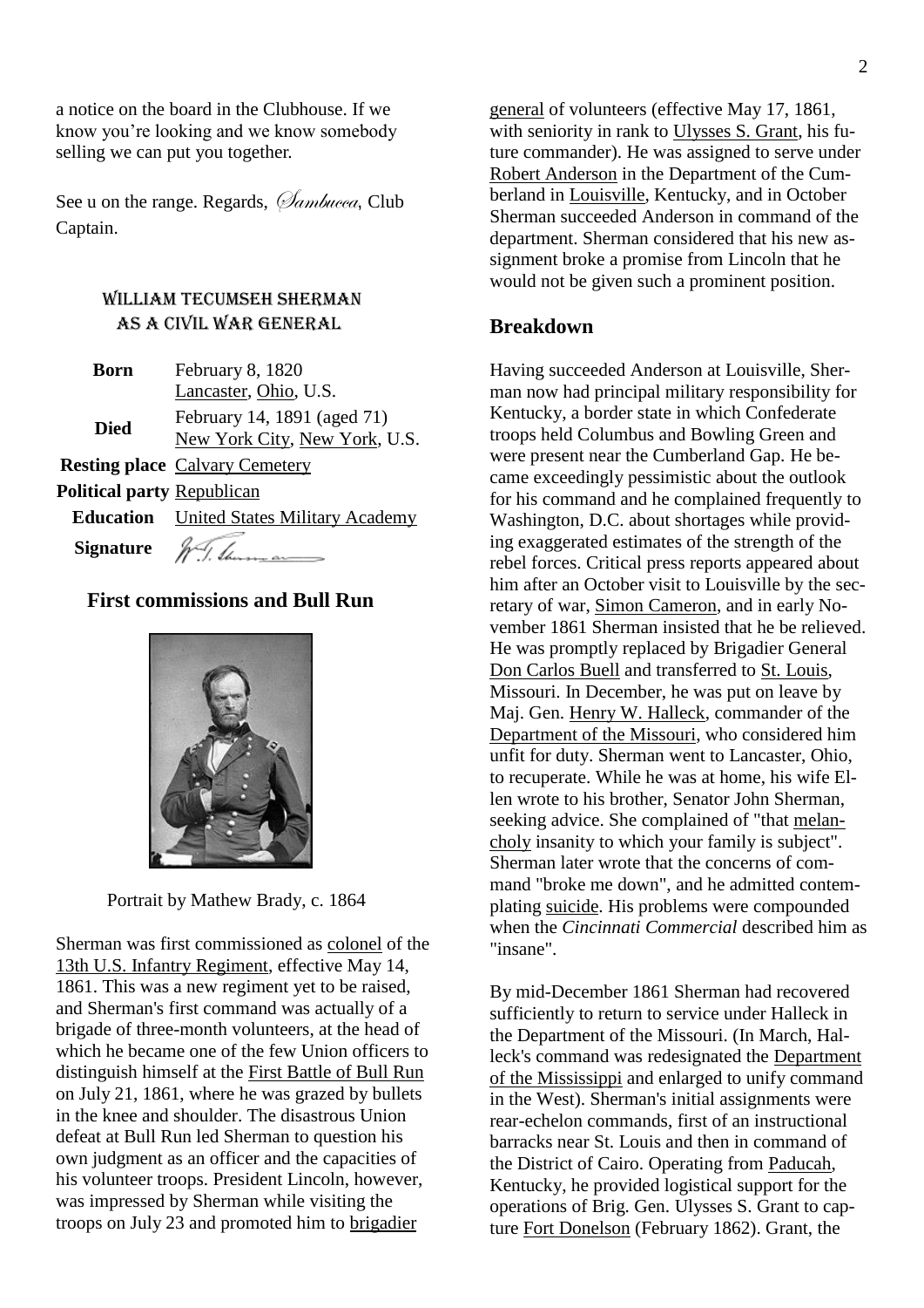a notice on the board in the Clubhouse. If we know you're looking and we know somebody selling we can put you together.

See u on the range. Regards, *Sambucca*, Club Captain.

## William Tecumseh Sherman as a Civil War General

| | |
|---|---|
| **Born** | February 8, 1820<br>Lancaster, Ohio, U.S. |
| **Died** | February 14, 1891 (aged 71)<br>New York City, New York, U.S. |
| **Resting place** | Calvary Cemetery |
| **Political party** | Republican |
| **Education** | United States Military Academy |
| **Signature** | W. T. Sherman |

### First commissions and Bull Run

Portrait by Mathew Brady, c. 1864

Sherman was first commissioned as colonel of the 13th U.S. Infantry Regiment, effective May 14, 1861. This was a new regiment yet to be raised, and Sherman's first command was actually of a brigade of three-month volunteers, at the head of which he became one of the few Union officers to distinguish himself at the First Battle of Bull Run on July 21, 1861, where he was grazed by bullets in the knee and shoulder. The disastrous Union defeat at Bull Run led Sherman to question his own judgment as an officer and the capacities of his volunteer troops. President Lincoln, however, was impressed by Sherman while visiting the troops on July 23 and promoted him to brigadier general of volunteers (effective May 17, 1861, with seniority in rank to Ulysses S. Grant, his future commander). He was assigned to serve under Robert Anderson in the Department of the Cumberland in Louisville, Kentucky, and in October Sherman succeeded Anderson in command of the department. Sherman considered that his new assignment broke a promise from Lincoln that he would not be given such a prominent position.

### Breakdown

Having succeeded Anderson at Louisville, Sherman now had principal military responsibility for Kentucky, a border state in which Confederate troops held Columbus and Bowling Green and were present near the Cumberland Gap. He became exceedingly pessimistic about the outlook for his command and he complained frequently to Washington, D.C. about shortages while providing exaggerated estimates of the strength of the rebel forces. Critical press reports appeared about him after an October visit to Louisville by the secretary of war, Simon Cameron, and in early November 1861 Sherman insisted that he be relieved. He was promptly replaced by Brigadier General Don Carlos Buell and transferred to St. Louis, Missouri. In December, he was put on leave by Maj. Gen. Henry W. Halleck, commander of the Department of the Missouri, who considered him unfit for duty. Sherman went to Lancaster, Ohio, to recuperate. While he was at home, his wife Ellen wrote to his brother, Senator John Sherman, seeking advice. She complained of "that melancholy insanity to which your family is subject". Sherman later wrote that the concerns of command "broke me down", and he admitted contemplating suicide. His problems were compounded when the *Cincinnati Commercial* described him as "insane".

By mid-December 1861 Sherman had recovered sufficiently to return to service under Halleck in the Department of the Missouri. (In March, Halleck's command was redesignated the Department of the Mississippi and enlarged to unify command in the West). Sherman's initial assignments were rear-echelon commands, first of an instructional barracks near St. Louis and then in command of the District of Cairo. Operating from Paducah, Kentucky, he provided logistical support for the operations of Brig. Gen. Ulysses S. Grant to capture Fort Donelson (February 1862). Grant, the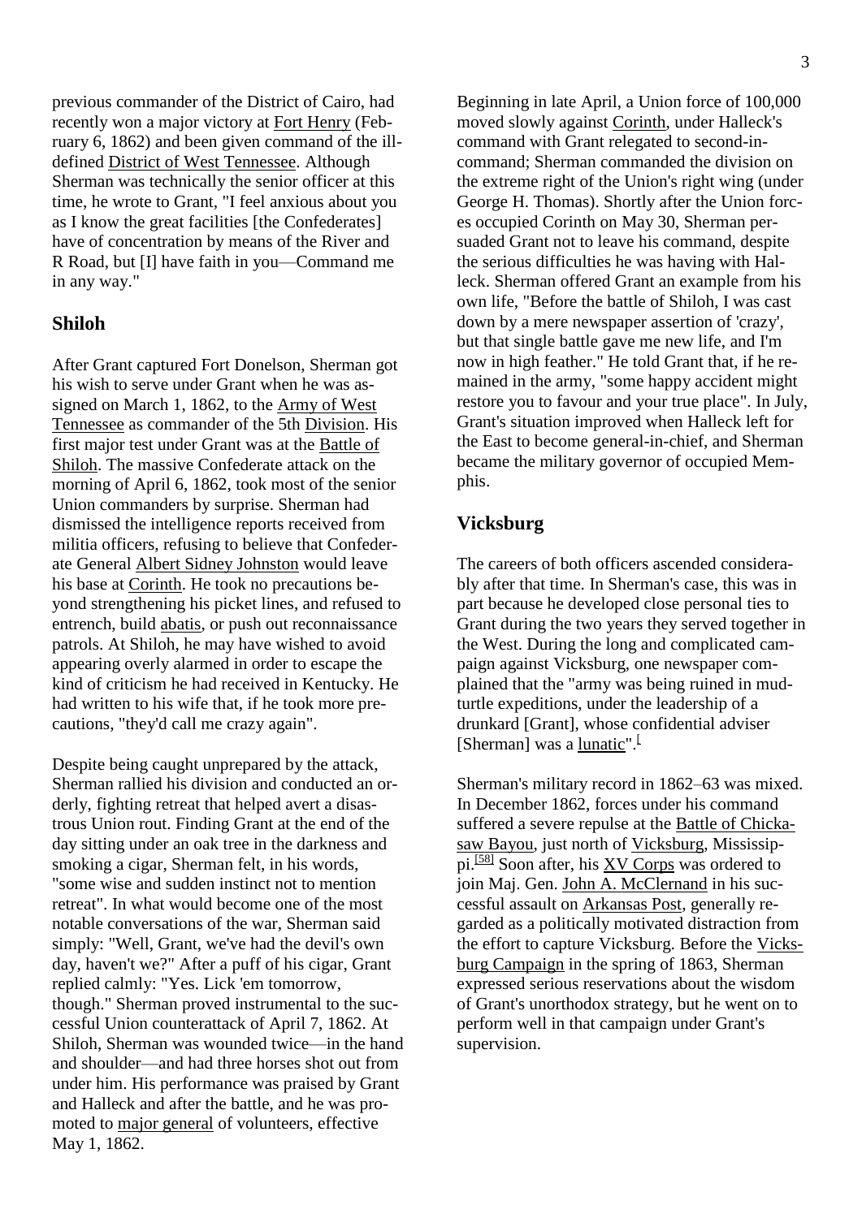previous commander of the District of Cairo, had recently won a major victory at Fort Henry (February 6, 1862) and been given command of the ill-defined District of West Tennessee. Although Sherman was technically the senior officer at this time, he wrote to Grant, "I feel anxious about you as I know the great facilities [the Confederates] have of concentration by means of the River and R Road, but [I] have faith in you—Command me in any way."

## Shiloh

After Grant captured Fort Donelson, Sherman got his wish to serve under Grant when he was assigned on March 1, 1862, to the Army of West Tennessee as commander of the 5th Division. His first major test under Grant was at the Battle of Shiloh. The massive Confederate attack on the morning of April 6, 1862, took most of the senior Union commanders by surprise. Sherman had dismissed the intelligence reports received from militia officers, refusing to believe that Confederate General Albert Sidney Johnston would leave his base at Corinth. He took no precautions beyond strengthening his picket lines, and refused to entrench, build abatis, or push out reconnaissance patrols. At Shiloh, he may have wished to avoid appearing overly alarmed in order to escape the kind of criticism he had received in Kentucky. He had written to his wife that, if he took more precautions, "they'd call me crazy again".

Despite being caught unprepared by the attack, Sherman rallied his division and conducted an orderly, fighting retreat that helped avert a disastrous Union rout. Finding Grant at the end of the day sitting under an oak tree in the darkness and smoking a cigar, Sherman felt, in his words, "some wise and sudden instinct not to mention retreat". In what would become one of the most notable conversations of the war, Sherman said simply: "Well, Grant, we've had the devil's own day, haven't we?" After a puff of his cigar, Grant replied calmly: "Yes. Lick 'em tomorrow, though." Sherman proved instrumental to the successful Union counterattack of April 7, 1862. At Shiloh, Sherman was wounded twice—in the hand and shoulder—and had three horses shot out from under him. His performance was praised by Grant and Halleck and after the battle, and he was promoted to major general of volunteers, effective May 1, 1862.

Beginning in late April, a Union force of 100,000 moved slowly against Corinth, under Halleck's command with Grant relegated to second-in-command; Sherman commanded the division on the extreme right of the Union's right wing (under George H. Thomas). Shortly after the Union forces occupied Corinth on May 30, Sherman persuaded Grant not to leave his command, despite the serious difficulties he was having with Halleck. Sherman offered Grant an example from his own life, "Before the battle of Shiloh, I was cast down by a mere newspaper assertion of 'crazy', but that single battle gave me new life, and I'm now in high feather." He told Grant that, if he remained in the army, "some happy accident might restore you to favour and your true place". In July, Grant's situation improved when Halleck left for the East to become general-in-chief, and Sherman became the military governor of occupied Memphis.

## Vicksburg

The careers of both officers ascended considerably after that time. In Sherman's case, this was in part because he developed close personal ties to Grant during the two years they served together in the West. During the long and complicated campaign against Vicksburg, one newspaper complained that the "army was being ruined in mud-turtle expeditions, under the leadership of a drunkard [Grant], whose confidential adviser [Sherman] was a lunatic".[

Sherman's military record in 1862–63 was mixed. In December 1862, forces under his command suffered a severe repulse at the Battle of Chickasaw Bayou, just north of Vicksburg, Mississippi.[58] Soon after, his XV Corps was ordered to join Maj. Gen. John A. McClernand in his successful assault on Arkansas Post, generally regarded as a politically motivated distraction from the effort to capture Vicksburg. Before the Vicksburg Campaign in the spring of 1863, Sherman expressed serious reservations about the wisdom of Grant's unorthodox strategy, but he went on to perform well in that campaign under Grant's supervision.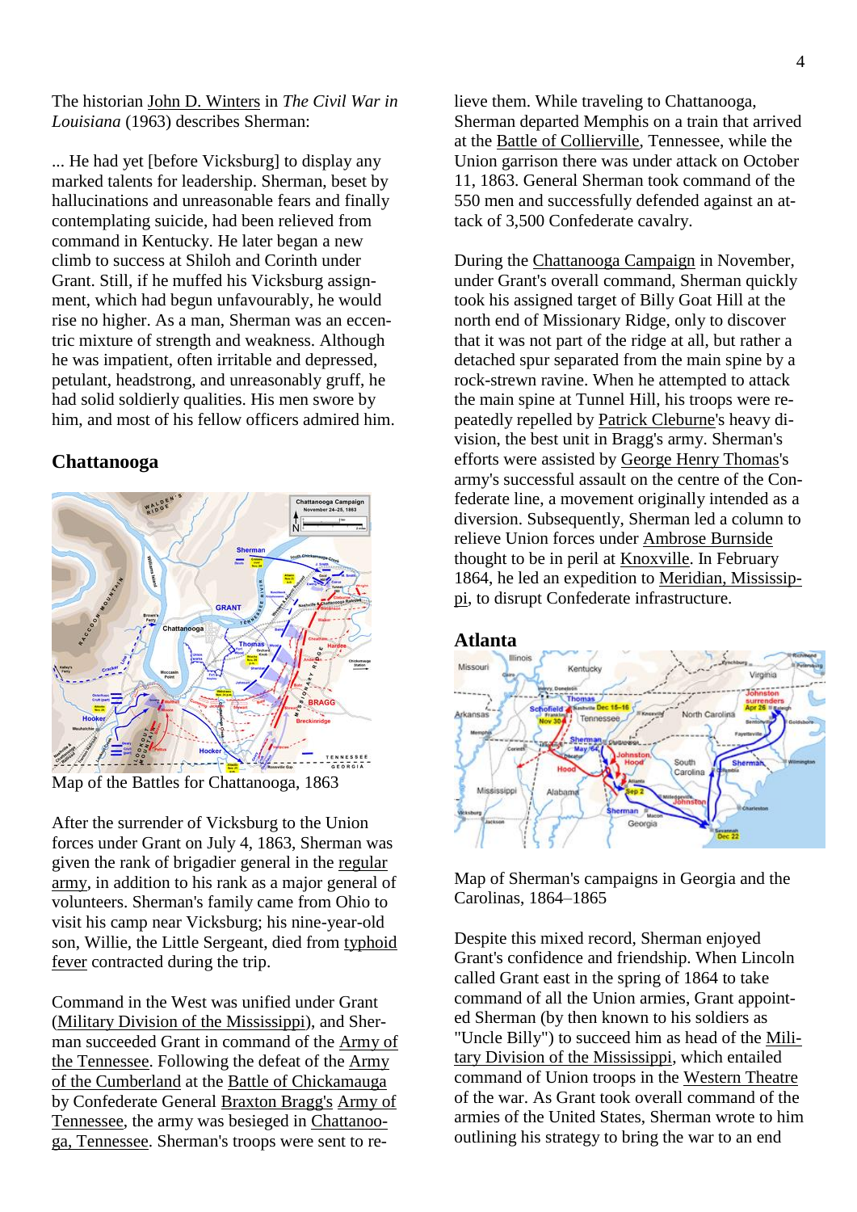The historian John D. Winters in *The Civil War in Louisiana* (1963) describes Sherman:

... He had yet [before Vicksburg] to display any marked talents for leadership. Sherman, beset by hallucinations and unreasonable fears and finally contemplating suicide, had been relieved from command in Kentucky. He later began a new climb to success at Shiloh and Corinth under Grant. Still, if he muffed his Vicksburg assignment, which had begun unfavourably, he would rise no higher. As a man, Sherman was an eccentric mixture of strength and weakness. Although he was impatient, often irritable and depressed, petulant, headstrong, and unreasonably gruff, he had solid soldierly qualities. His men swore by him, and most of his fellow officers admired him.

## Chattanooga

Map of the Battles for Chattanooga, 1863

After the surrender of Vicksburg to the Union forces under Grant on July 4, 1863, Sherman was given the rank of brigadier general in the regular army, in addition to his rank as a major general of volunteers. Sherman's family came from Ohio to visit his camp near Vicksburg; his nine-year-old son, Willie, the Little Sergeant, died from typhoid fever contracted during the trip.

Command in the West was unified under Grant (Military Division of the Mississippi), and Sherman succeeded Grant in command of the Army of the Tennessee. Following the defeat of the Army of the Cumberland at the Battle of Chickamauga by Confederate General Braxton Bragg's Army of Tennessee, the army was besieged in Chattanooga, Tennessee. Sherman's troops were sent to relieve them. While traveling to Chattanooga, Sherman departed Memphis on a train that arrived at the Battle of Collierville, Tennessee, while the Union garrison there was under attack on October 11, 1863. General Sherman took command of the 550 men and successfully defended against an attack of 3,500 Confederate cavalry.

During the Chattanooga Campaign in November, under Grant's overall command, Sherman quickly took his assigned target of Billy Goat Hill at the north end of Missionary Ridge, only to discover that it was not part of the ridge at all, but rather a detached spur separated from the main spine by a rock-strewn ravine. When he attempted to attack the main spine at Tunnel Hill, his troops were repeatedly repelled by Patrick Cleburne's heavy division, the best unit in Bragg's army. Sherman's efforts were assisted by George Henry Thomas's army's successful assault on the centre of the Confederate line, a movement originally intended as a diversion. Subsequently, Sherman led a column to relieve Union forces under Ambrose Burnside thought to be in peril at Knoxville. In February 1864, he led an expedition to Meridian, Mississippi, to disrupt Confederate infrastructure.

## Atlanta

Map of Sherman's campaigns in Georgia and the Carolinas, 1864–1865

Despite this mixed record, Sherman enjoyed Grant's confidence and friendship. When Lincoln called Grant east in the spring of 1864 to take command of all the Union armies, Grant appointed Sherman (by then known to his soldiers as "Uncle Billy") to succeed him as head of the Military Division of the Mississippi, which entailed command of Union troops in the Western Theatre of the war. As Grant took overall command of the armies of the United States, Sherman wrote to him outlining his strategy to bring the war to an end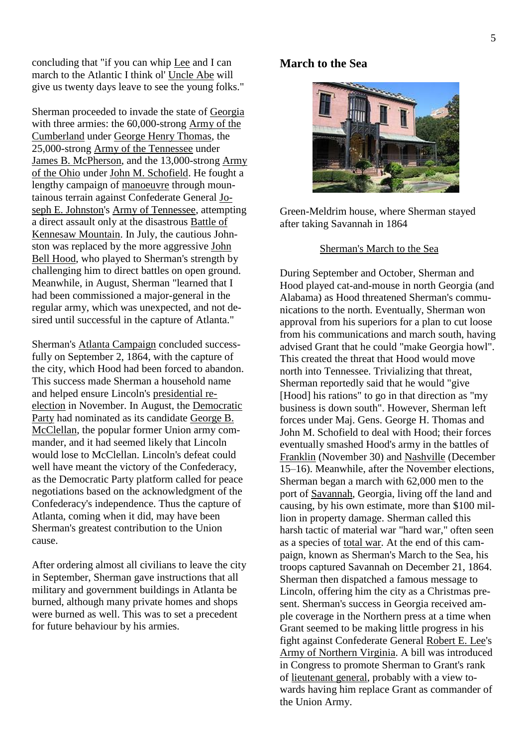concluding that "if you can whip Lee and I can march to the Atlantic I think ol' Uncle Abe will give us twenty days leave to see the young folks."

Sherman proceeded to invade the state of Georgia with three armies: the 60,000-strong Army of the Cumberland under George Henry Thomas, the 25,000-strong Army of the Tennessee under James B. McPherson, and the 13,000-strong Army of the Ohio under John M. Schofield. He fought a lengthy campaign of manoeuvre through mountainous terrain against Confederate General Joseph E. Johnston's Army of Tennessee, attempting a direct assault only at the disastrous Battle of Kennesaw Mountain. In July, the cautious Johnston was replaced by the more aggressive John Bell Hood, who played to Sherman's strength by challenging him to direct battles on open ground. Meanwhile, in August, Sherman "learned that I had been commissioned a major-general in the regular army, which was unexpected, and not desired until successful in the capture of Atlanta."

Sherman's Atlanta Campaign concluded successfully on September 2, 1864, with the capture of the city, which Hood had been forced to abandon. This success made Sherman a household name and helped ensure Lincoln's presidential re-election in November. In August, the Democratic Party had nominated as its candidate George B. McClellan, the popular former Union army commander, and it had seemed likely that Lincoln would lose to McClellan. Lincoln's defeat could well have meant the victory of the Confederacy, as the Democratic Party platform called for peace negotiations based on the acknowledgment of the Confederacy's independence. Thus the capture of Atlanta, coming when it did, may have been Sherman's greatest contribution to the Union cause.

After ordering almost all civilians to leave the city in September, Sherman gave instructions that all military and government buildings in Atlanta be burned, although many private homes and shops were burned as well. This was to set a precedent for future behaviour by his armies.

## March to the Sea

Green-Meldrim house, where Sherman stayed after taking Savannah in 1864

Sherman's March to the Sea

During September and October, Sherman and Hood played cat-and-mouse in north Georgia (and Alabama) as Hood threatened Sherman's communications to the north. Eventually, Sherman won approval from his superiors for a plan to cut loose from his communications and march south, having advised Grant that he could "make Georgia howl". This created the threat that Hood would move north into Tennessee. Trivializing that threat, Sherman reportedly said that he would "give [Hood] his rations" to go in that direction as "my business is down south". However, Sherman left forces under Maj. Gens. George H. Thomas and John M. Schofield to deal with Hood; their forces eventually smashed Hood's army in the battles of Franklin (November 30) and Nashville (December 15–16). Meanwhile, after the November elections, Sherman began a march with 62,000 men to the port of Savannah, Georgia, living off the land and causing, by his own estimate, more than $100 million in property damage. Sherman called this harsh tactic of material war "hard war," often seen as a species of total war. At the end of this campaign, known as Sherman's March to the Sea, his troops captured Savannah on December 21, 1864. Sherman then dispatched a famous message to Lincoln, offering him the city as a Christmas present. Sherman's success in Georgia received ample coverage in the Northern press at a time when Grant seemed to be making little progress in his fight against Confederate General Robert E. Lee's Army of Northern Virginia. A bill was introduced in Congress to promote Sherman to Grant's rank of lieutenant general, probably with a view towards having him replace Grant as commander of the Union Army.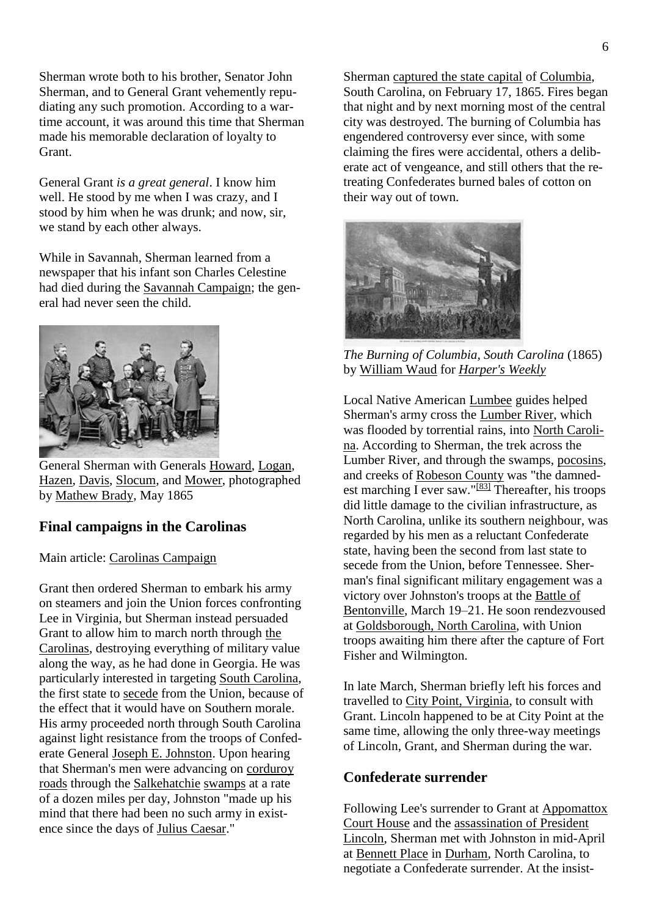Sherman wrote both to his brother, Senator John Sherman, and to General Grant vehemently repudiating any such promotion. According to a wartime account, it was around this time that Sherman made his memorable declaration of loyalty to Grant.

General Grant *is a great general*. I know him well. He stood by me when I was crazy, and I stood by him when he was drunk; and now, sir, we stand by each other always.

While in Savannah, Sherman learned from a newspaper that his infant son Charles Celestine had died during the Savannah Campaign; the general had never seen the child.

General Sherman with Generals Howard, Logan, Hazen, Davis, Slocum, and Mower, photographed by Mathew Brady, May 1865

## Final campaigns in the Carolinas

Main article: Carolinas Campaign

Grant then ordered Sherman to embark his army on steamers and join the Union forces confronting Lee in Virginia, but Sherman instead persuaded Grant to allow him to march north through the Carolinas, destroying everything of military value along the way, as he had done in Georgia. He was particularly interested in targeting South Carolina, the first state to secede from the Union, because of the effect that it would have on Southern morale. His army proceeded north through South Carolina against light resistance from the troops of Confederate General Joseph E. Johnston. Upon hearing that Sherman's men were advancing on corduroy roads through the Salkehatchie swamps at a rate of a dozen miles per day, Johnston "made up his mind that there had been no such army in existence since the days of Julius Caesar."

Sherman captured the state capital of Columbia, South Carolina, on February 17, 1865. Fires began that night and by next morning most of the central city was destroyed. The burning of Columbia has engendered controversy ever since, with some claiming the fires were accidental, others a deliberate act of vengeance, and still others that the retreating Confederates burned bales of cotton on their way out of town.

*The Burning of Columbia, South Carolina* (1865) by William Waud for *Harper's Weekly*

Local Native American Lumbee guides helped Sherman's army cross the Lumber River, which was flooded by torrential rains, into North Carolina. According to Sherman, the trek across the Lumber River, and through the swamps, pocosins, and creeks of Robeson County was "the damnedest marching I ever saw."[83] Thereafter, his troops did little damage to the civilian infrastructure, as North Carolina, unlike its southern neighbour, was regarded by his men as a reluctant Confederate state, having been the second from last state to secede from the Union, before Tennessee. Sherman's final significant military engagement was a victory over Johnston's troops at the Battle of Bentonville, March 19–21. He soon rendezvoused at Goldsborough, North Carolina, with Union troops awaiting him there after the capture of Fort Fisher and Wilmington.

In late March, Sherman briefly left his forces and travelled to City Point, Virginia, to consult with Grant. Lincoln happened to be at City Point at the same time, allowing the only three-way meetings of Lincoln, Grant, and Sherman during the war.

## Confederate surrender

Following Lee's surrender to Grant at Appomattox Court House and the assassination of President Lincoln, Sherman met with Johnston in mid-April at Bennett Place in Durham, North Carolina, to negotiate a Confederate surrender. At the insist-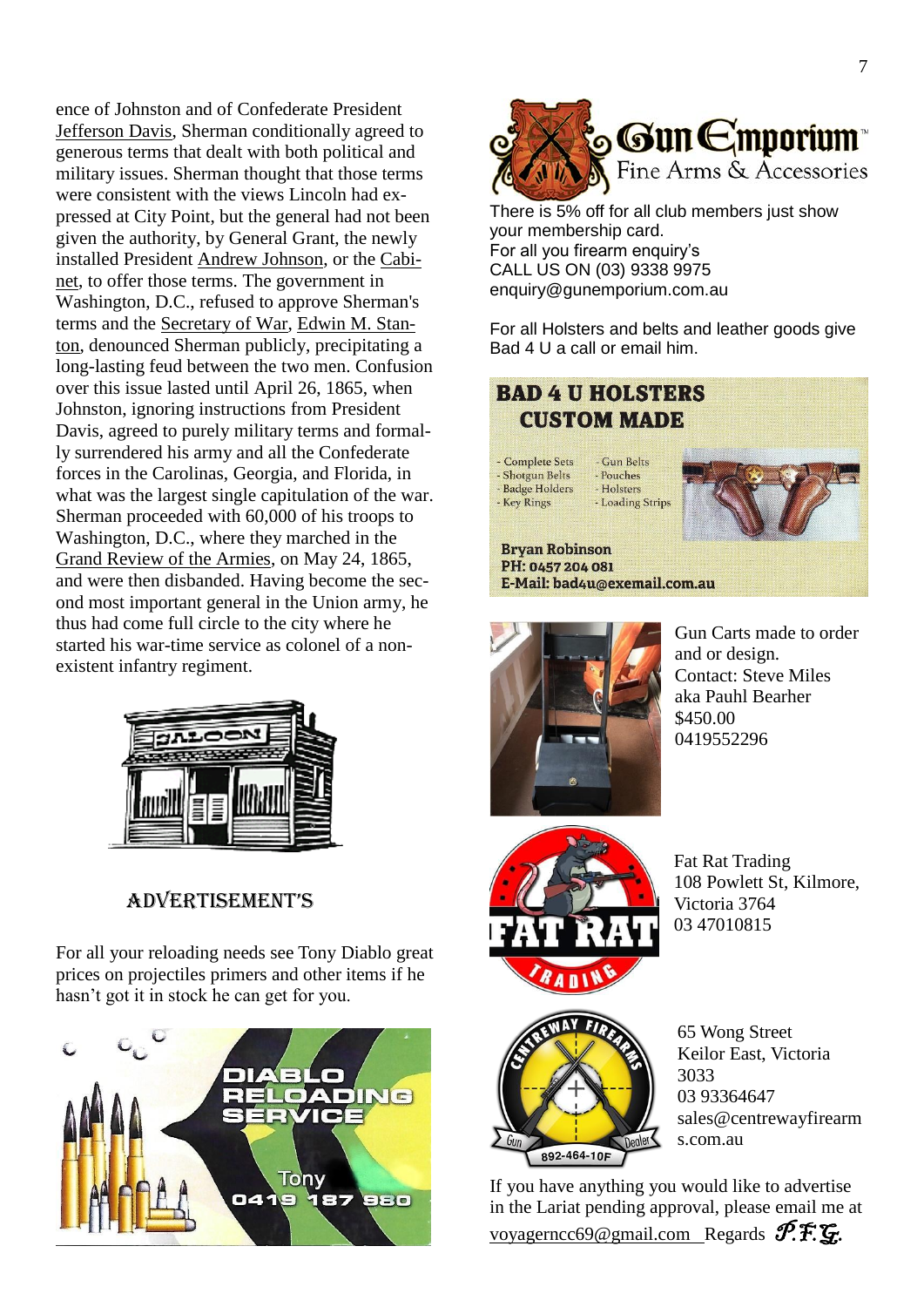ence of Johnston and of Confederate President Jefferson Davis, Sherman conditionally agreed to generous terms that dealt with both political and military issues. Sherman thought that those terms were consistent with the views Lincoln had expressed at City Point, but the general had not been given the authority, by General Grant, the newly installed President Andrew Johnson, or the Cabinet, to offer those terms. The government in Washington, D.C., refused to approve Sherman's terms and the Secretary of War, Edwin M. Stanton, denounced Sherman publicly, precipitating a long-lasting feud between the two men. Confusion over this issue lasted until April 26, 1865, when Johnston, ignoring instructions from President Davis, agreed to purely military terms and formally surrendered his army and all the Confederate forces in the Carolinas, Georgia, and Florida, in what was the largest single capitulation of the war. Sherman proceeded with 60,000 of his troops to Washington, D.C., where they marched in the Grand Review of the Armies, on May 24, 1865, and were then disbanded. Having become the second most important general in the Union army, he thus had come full circle to the city where he started his war-time service as colonel of a non-existent infantry regiment.

SALOON

## ADVERTISEMENT'S

For all your reloading needs see Tony Diablo great prices on projectiles primers and other items if he hasn't got it in stock he can get for you.

DIABLO RELOADING SERVICE
Tony
0419 187 980

Gun Emporium
Fine Arms & Accessories

There is 5% off for all club members just show your membership card.
For all you firearm enquiry's
CALL US ON (03) 9338 9975
enquiry@gunemporium.com.au

For all Holsters and belts and leather goods give Bad 4 U a call or email him.

**BAD 4 U HOLSTERS**
**CUSTOM MADE**

- Complete Sets
- Shotgun Belts
- Badge Holders
- Key Rings
- Gun Belts
- Pouches
- Holsters
- Loading Strips

**Bryan Robinson**
**PH: 0457 204 081**
**E-Mail: bad4u@exemail.com.au**

Gun Carts made to order and or design.
Contact: Steve Miles aka Pauhl Bearher
$450.00
0419552296

FAT RAT TRADING

Fat Rat Trading
108 Powlett St, Kilmore, Victoria 3764
03 47010815

CENTREWAY FIREARMS
Gun Dealer
892-464-10F

65 Wong Street
Keilor East, Victoria 3033
03 93364647
sales@centrewayfirearms.com.au

If you have anything you would like to advertise in the Lariat pending approval, please email me at voyagerncc69@gmail.com Regards *P.F.G.*